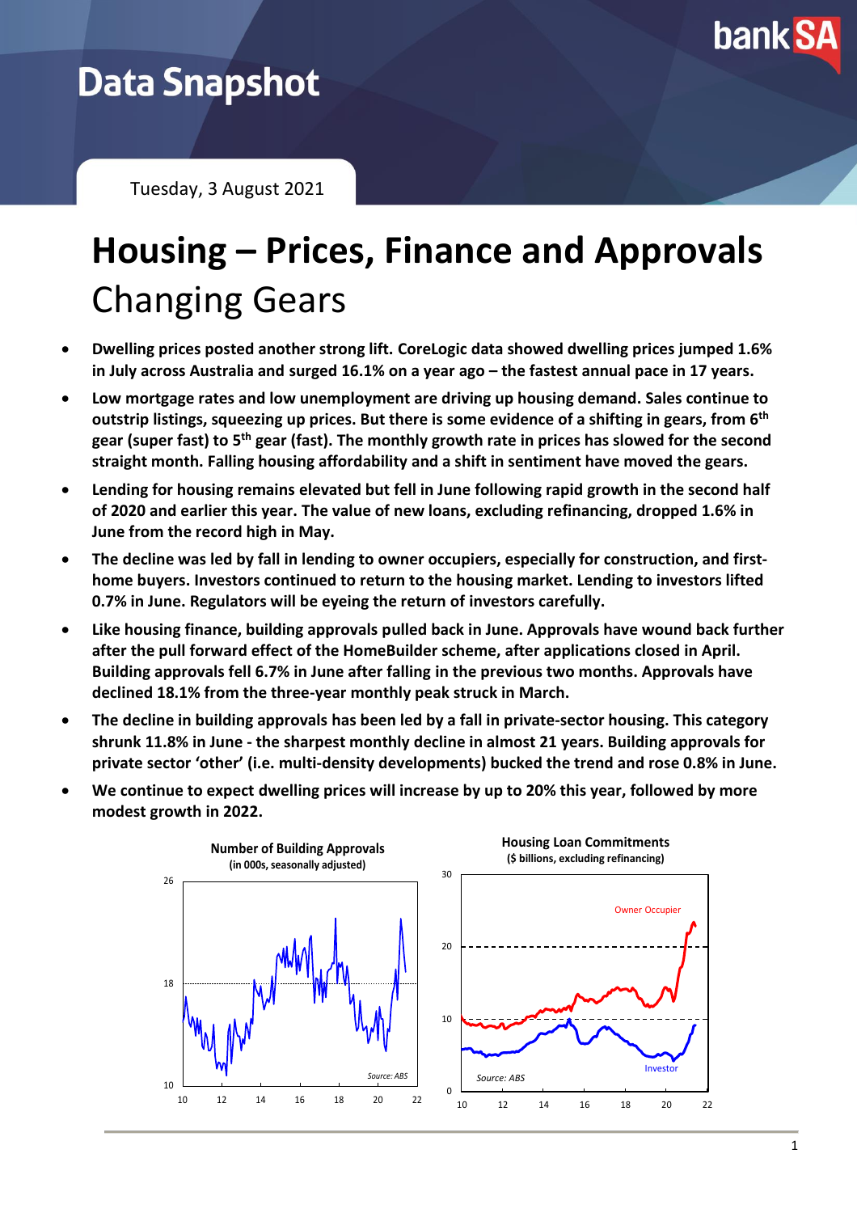# Data Snapshot

Tuesday, 3 August 2021

# Housing – Prices, Finance and Approvals

## Changing Gears

- **Dwelling prices posted another strong lift. CoreLogic data showed dwelling prices jumped 1.6% in July across Australia and surged 16.1% on a year ago – the fastest annual pace in 17 years.**
- **Low mortgage rates and low unemployment are driving up housing demand. Sales continue to outstrip listings, squeezing up prices. But there is some evidence of a shifting in gears, from 6th gear (super fast) to 5th gear (fast). The monthly growth rate in prices has slowed for the second straight month. Falling housing affordability and a shift in sentiment have moved the gears.**
- **Lending for housing remains elevated but fell in June following rapid growth in the second half of 2020 and earlier this year. The value of new loans, excluding refinancing, dropped 1.6% in June from the record high in May.**
- **The decline was led by fall in lending to owner occupiers, especially for construction, and first-home buyers. Investors continued to return to the housing market. Lending to investors lifted 0.7% in June. Regulators will be eyeing the return of investors carefully.**
- **Like housing finance, building approvals pulled back in June. Approvals have wound back further after the pull forward effect of the HomeBuilder scheme, after applications closed in April. Building approvals fell 6.7% in June after falling in the previous two months. Approvals have declined 18.1% from the three-year monthly peak struck in March.**
- **The decline in building approvals has been led by a fall in private-sector housing. This category shrunk 11.8% in June - the sharpest monthly decline in almost 21 years. Building approvals for private sector 'other' (i.e. multi-density developments) bucked the trend and rose 0.8% in June.**
- **We continue to expect dwelling prices will increase by up to 20% this year, followed by more modest growth in 2022.**

**Number of Building Approvals**
**(in 000s, seasonally adjusted)**

*Source: ABS*

**Housing Loan Commitments**
**($ billions, excluding refinancing)**

Owner Occupier

Investor

*Source: ABS*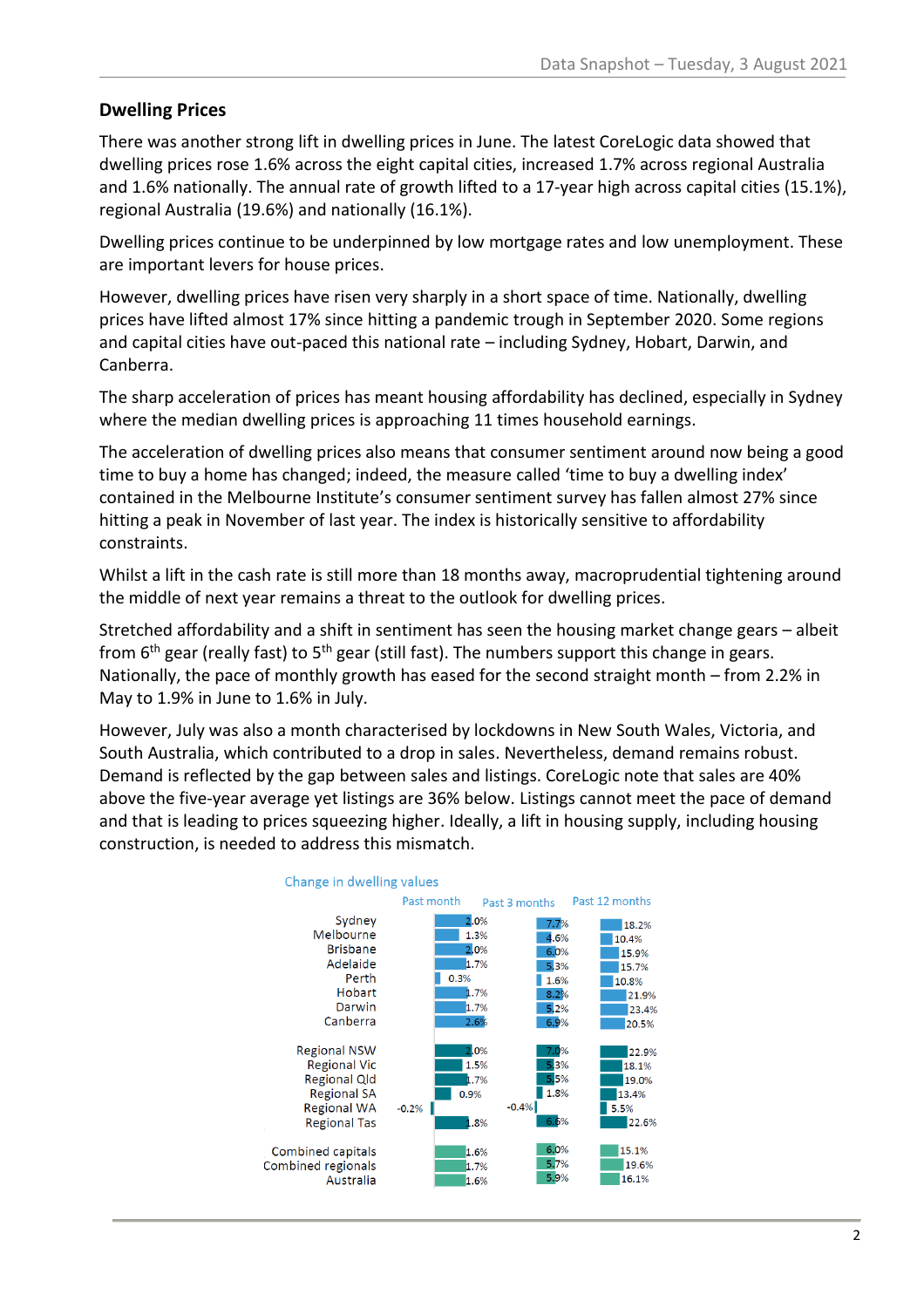## Dwelling Prices

There was another strong lift in dwelling prices in June. The latest CoreLogic data showed that dwelling prices rose 1.6% across the eight capital cities, increased 1.7% across regional Australia and 1.6% nationally. The annual rate of growth lifted to a 17-year high across capital cities (15.1%), regional Australia (19.6%) and nationally (16.1%).

Dwelling prices continue to be underpinned by low mortgage rates and low unemployment. These are important levers for house prices.

However, dwelling prices have risen very sharply in a short space of time. Nationally, dwelling prices have lifted almost 17% since hitting a pandemic trough in September 2020. Some regions and capital cities have out-paced this national rate – including Sydney, Hobart, Darwin, and Canberra.

The sharp acceleration of prices has meant housing affordability has declined, especially in Sydney where the median dwelling prices is approaching 11 times household earnings.

The acceleration of dwelling prices also means that consumer sentiment around now being a good time to buy a home has changed; indeed, the measure called 'time to buy a dwelling index' contained in the Melbourne Institute's consumer sentiment survey has fallen almost 27% since hitting a peak in November of last year. The index is historically sensitive to affordability constraints.

Whilst a lift in the cash rate is still more than 18 months away, macroprudential tightening around the middle of next year remains a threat to the outlook for dwelling prices.

Stretched affordability and a shift in sentiment has seen the housing market change gears – albeit from 6th gear (really fast) to 5th gear (still fast). The numbers support this change in gears. Nationally, the pace of monthly growth has eased for the second straight month – from 2.2% in May to 1.9% in June to 1.6% in July.

However, July was also a month characterised by lockdowns in New South Wales, Victoria, and South Australia, which contributed to a drop in sales. Nevertheless, demand remains robust. Demand is reflected by the gap between sales and listings. CoreLogic note that sales are 40% above the five-year average yet listings are 36% below. Listings cannot meet the pace of demand and that is leading to prices squeezing higher. Ideally, a lift in housing supply, including housing construction, is needed to address this mismatch.

**Change in dwelling values**

| | Past month | Past 3 months | Past 12 months |
|---|---|---|---|
| Sydney | 2.0% | 7.7% | 18.2% |
| Melbourne | 1.3% | 4.6% | 10.4% |
| Brisbane | 2.0% | 6.0% | 15.9% |
| Adelaide | 1.7% | 5.3% | 15.7% |
| Perth | 0.3% | 1.6% | 10.8% |
| Hobart | 1.7% | 8.2% | 21.9% |
| Darwin | 1.7% | 5.2% | 23.4% |
| Canberra | 2.6% | 6.9% | 20.5% |
| Regional NSW | 2.0% | 7.0% | 22.9% |
| Regional Vic | 1.5% | 5.3% | 18.1% |
| Regional Qld | 1.7% | 5.5% | 19.0% |
| Regional SA | 0.9% | 1.8% | 13.4% |
| Regional WA | -0.2% | -0.4% | 5.5% |
| Regional Tas | 1.8% | 6.5% | 22.6% |
| Combined capitals | 1.6% | 6.0% | 15.1% |
| Combined regionals | 1.7% | 5.7% | 19.6% |
| Australia | 1.6% | 5.9% | 16.1% |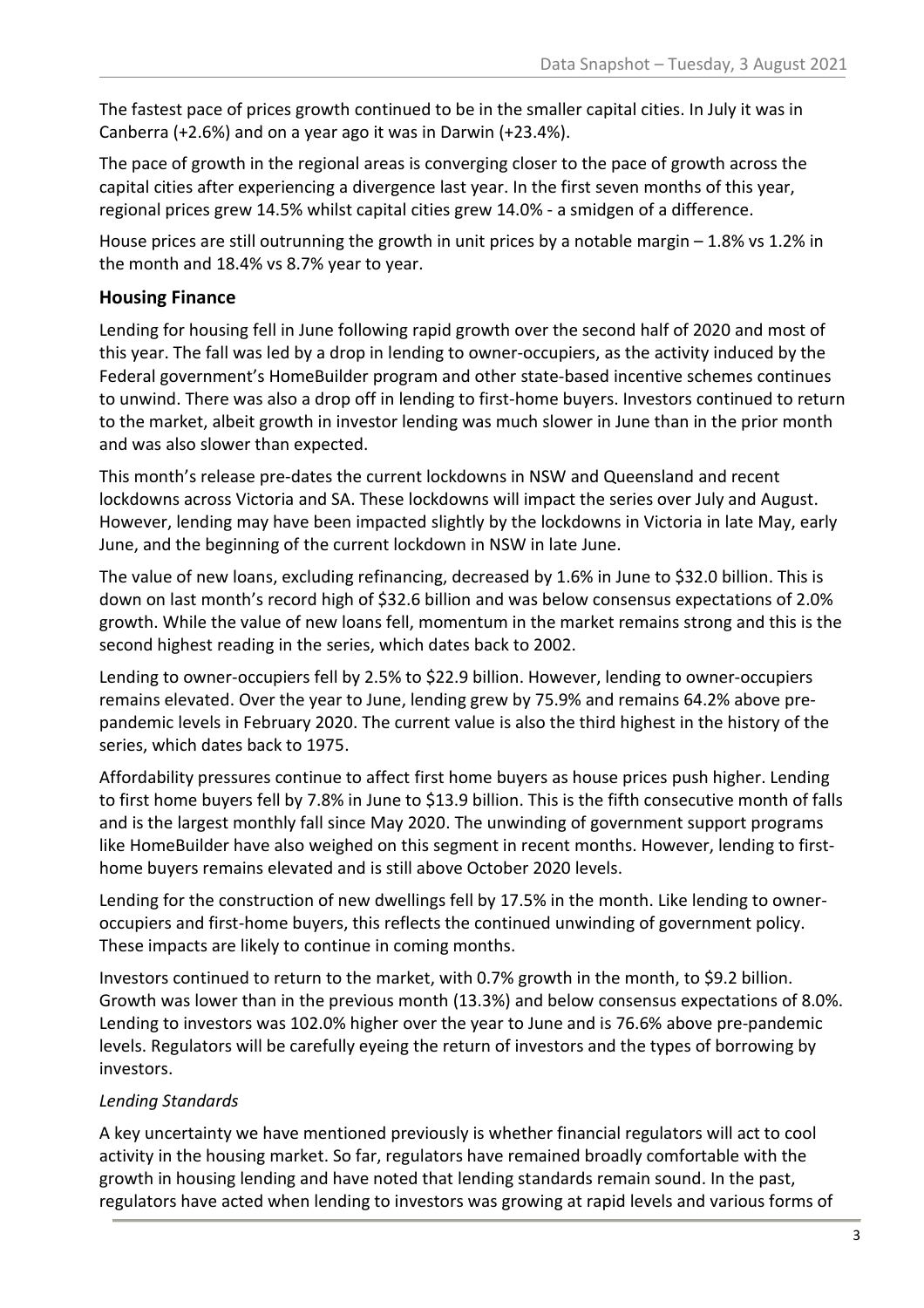The fastest pace of prices growth continued to be in the smaller capital cities. In July it was in Canberra (+2.6%) and on a year ago it was in Darwin (+23.4%).

The pace of growth in the regional areas is converging closer to the pace of growth across the capital cities after experiencing a divergence last year. In the first seven months of this year, regional prices grew 14.5% whilst capital cities grew 14.0% - a smidgen of a difference.

House prices are still outrunning the growth in unit prices by a notable margin – 1.8% vs 1.2% in the month and 18.4% vs 8.7% year to year.

## Housing Finance

Lending for housing fell in June following rapid growth over the second half of 2020 and most of this year. The fall was led by a drop in lending to owner-occupiers, as the activity induced by the Federal government's HomeBuilder program and other state-based incentive schemes continues to unwind. There was also a drop off in lending to first-home buyers. Investors continued to return to the market, albeit growth in investor lending was much slower in June than in the prior month and was also slower than expected.

This month's release pre-dates the current lockdowns in NSW and Queensland and recent lockdowns across Victoria and SA. These lockdowns will impact the series over July and August. However, lending may have been impacted slightly by the lockdowns in Victoria in late May, early June, and the beginning of the current lockdown in NSW in late June.

The value of new loans, excluding refinancing, decreased by 1.6% in June to $32.0 billion. This is down on last month's record high of $32.6 billion and was below consensus expectations of 2.0% growth. While the value of new loans fell, momentum in the market remains strong and this is the second highest reading in the series, which dates back to 2002.

Lending to owner-occupiers fell by 2.5% to $22.9 billion. However, lending to owner-occupiers remains elevated. Over the year to June, lending grew by 75.9% and remains 64.2% above pre-pandemic levels in February 2020. The current value is also the third highest in the history of the series, which dates back to 1975.

Affordability pressures continue to affect first home buyers as house prices push higher. Lending to first home buyers fell by 7.8% in June to $13.9 billion. This is the fifth consecutive month of falls and is the largest monthly fall since May 2020. The unwinding of government support programs like HomeBuilder have also weighed on this segment in recent months. However, lending to first-home buyers remains elevated and is still above October 2020 levels.

Lending for the construction of new dwellings fell by 17.5% in the month. Like lending to owner-occupiers and first-home buyers, this reflects the continued unwinding of government policy. These impacts are likely to continue in coming months.

Investors continued to return to the market, with 0.7% growth in the month, to $9.2 billion. Growth was lower than in the previous month (13.3%) and below consensus expectations of 8.0%. Lending to investors was 102.0% higher over the year to June and is 76.6% above pre-pandemic levels. Regulators will be carefully eyeing the return of investors and the types of borrowing by investors.

### *Lending Standards*

A key uncertainty we have mentioned previously is whether financial regulators will act to cool activity in the housing market. So far, regulators have remained broadly comfortable with the growth in housing lending and have noted that lending standards remain sound. In the past, regulators have acted when lending to investors was growing at rapid levels and various forms of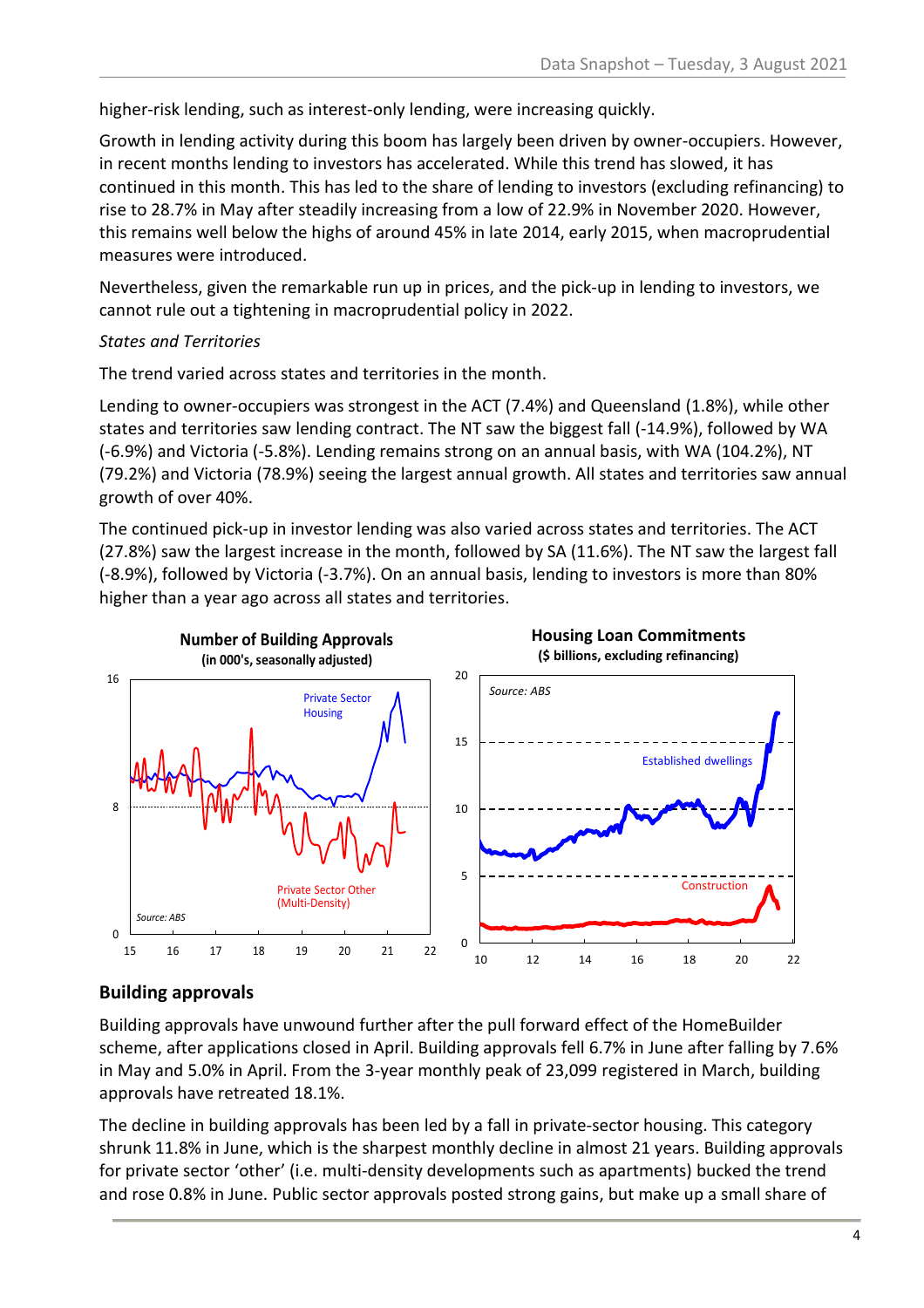higher-risk lending, such as interest-only lending, were increasing quickly.

Growth in lending activity during this boom has largely been driven by owner-occupiers. However, in recent months lending to investors has accelerated. While this trend has slowed, it has continued in this month. This has led to the share of lending to investors (excluding refinancing) to rise to 28.7% in May after steadily increasing from a low of 22.9% in November 2020. However, this remains well below the highs of around 45% in late 2014, early 2015, when macroprudential measures were introduced.

Nevertheless, given the remarkable run up in prices, and the pick-up in lending to investors, we cannot rule out a tightening in macroprudential policy in 2022.

*States and Territories*

The trend varied across states and territories in the month.

Lending to owner-occupiers was strongest in the ACT (7.4%) and Queensland (1.8%), while other states and territories saw lending contract. The NT saw the biggest fall (-14.9%), followed by WA (-6.9%) and Victoria (-5.8%). Lending remains strong on an annual basis, with WA (104.2%), NT (79.2%) and Victoria (78.9%) seeing the largest annual growth. All states and territories saw annual growth of over 40%.

The continued pick-up in investor lending was also varied across states and territories. The ACT (27.8%) saw the largest increase in the month, followed by SA (11.6%). The NT saw the largest fall (-8.9%), followed by Victoria (-3.7%). On an annual basis, lending to investors is more than 80% higher than a year ago across all states and territories.

**Number of Building Approvals**
**(in 000's, seasonally adjusted)**

**Housing Loan Commitments**
**($ billions, excluding refinancing)**

## Building approvals

Building approvals have unwound further after the pull forward effect of the HomeBuilder scheme, after applications closed in April. Building approvals fell 6.7% in June after falling by 7.6% in May and 5.0% in April. From the 3-year monthly peak of 23,099 registered in March, building approvals have retreated 18.1%.

The decline in building approvals has been led by a fall in private-sector housing. This category shrunk 11.8% in June, which is the sharpest monthly decline in almost 21 years. Building approvals for private sector 'other' (i.e. multi-density developments such as apartments) bucked the trend and rose 0.8% in June. Public sector approvals posted strong gains, but make up a small share of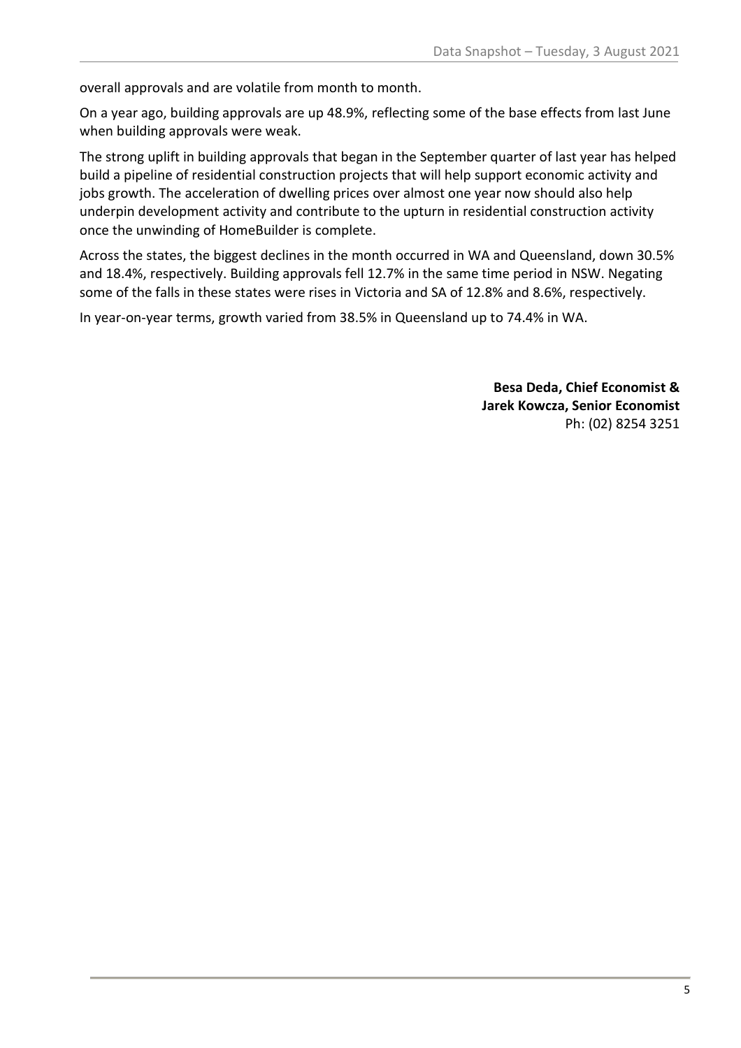overall approvals and are volatile from month to month.

On a year ago, building approvals are up 48.9%, reflecting some of the base effects from last June when building approvals were weak.

The strong uplift in building approvals that began in the September quarter of last year has helped build a pipeline of residential construction projects that will help support economic activity and jobs growth. The acceleration of dwelling prices over almost one year now should also help underpin development activity and contribute to the upturn in residential construction activity once the unwinding of HomeBuilder is complete.

Across the states, the biggest declines in the month occurred in WA and Queensland, down 30.5% and 18.4%, respectively. Building approvals fell 12.7% in the same time period in NSW. Negating some of the falls in these states were rises in Victoria and SA of 12.8% and 8.6%, respectively.

In year-on-year terms, growth varied from 38.5% in Queensland up to 74.4% in WA.

**Besa Deda, Chief Economist &**
**Jarek Kowcza, Senior Economist**
Ph: (02) 8254 3251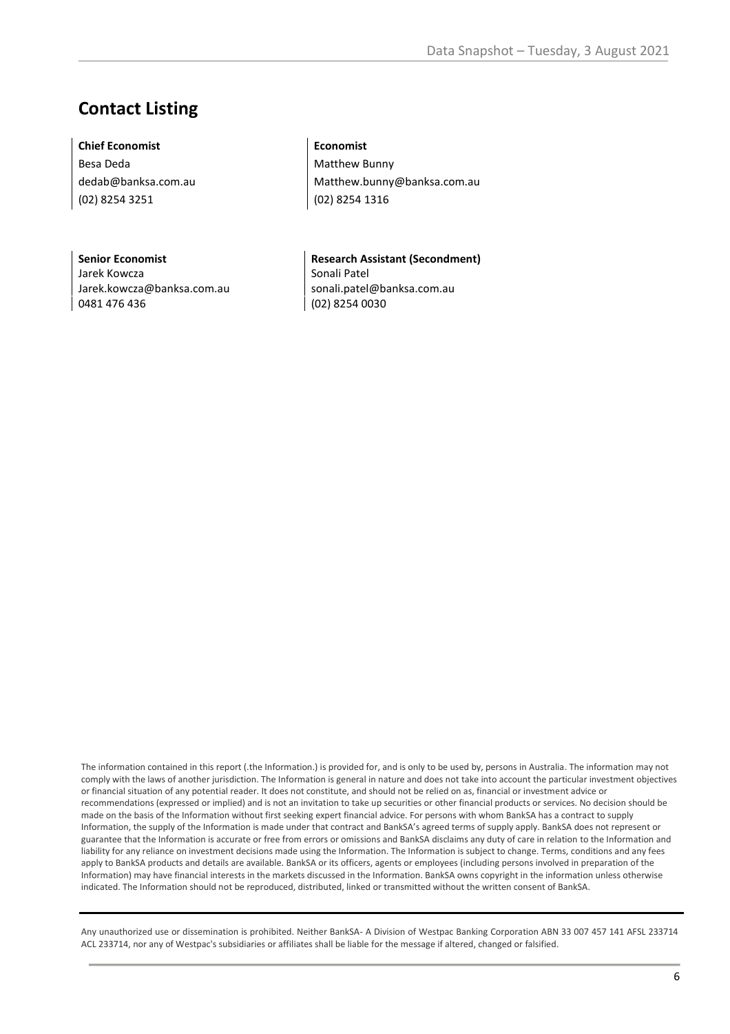## Contact Listing

**Chief Economist**
Besa Deda
dedab@banksa.com.au
(02) 8254 3251

**Economist**
Matthew Bunny
Matthew.bunny@banksa.com.au
(02) 8254 1316

**Senior Economist**
Jarek Kowcza
Jarek.kowcza@banksa.com.au
0481 476 436

**Research Assistant (Secondment)**
Sonali Patel
sonali.patel@banksa.com.au
(02) 8254 0030

The information contained in this report (.the Information.) is provided for, and is only to be used by, persons in Australia. The information may not comply with the laws of another jurisdiction. The Information is general in nature and does not take into account the particular investment objectives or financial situation of any potential reader. It does not constitute, and should not be relied on as, financial or investment advice or recommendations (expressed or implied) and is not an invitation to take up securities or other financial products or services. No decision should be made on the basis of the Information without first seeking expert financial advice. For persons with whom BankSA has a contract to supply Information, the supply of the Information is made under that contract and BankSA's agreed terms of supply apply. BankSA does not represent or guarantee that the Information is accurate or free from errors or omissions and BankSA disclaims any duty of care in relation to the Information and liability for any reliance on investment decisions made using the Information. The Information is subject to change. Terms, conditions and any fees apply to BankSA products and details are available. BankSA or its officers, agents or employees (including persons involved in preparation of the Information) may have financial interests in the markets discussed in the Information. BankSA owns copyright in the information unless otherwise indicated. The Information should not be reproduced, distributed, linked or transmitted without the written consent of BankSA.

Any unauthorized use or dissemination is prohibited. Neither BankSA- A Division of Westpac Banking Corporation ABN 33 007 457 141 AFSL 233714 ACL 233714, nor any of Westpac's subsidiaries or affiliates shall be liable for the message if altered, changed or falsified.